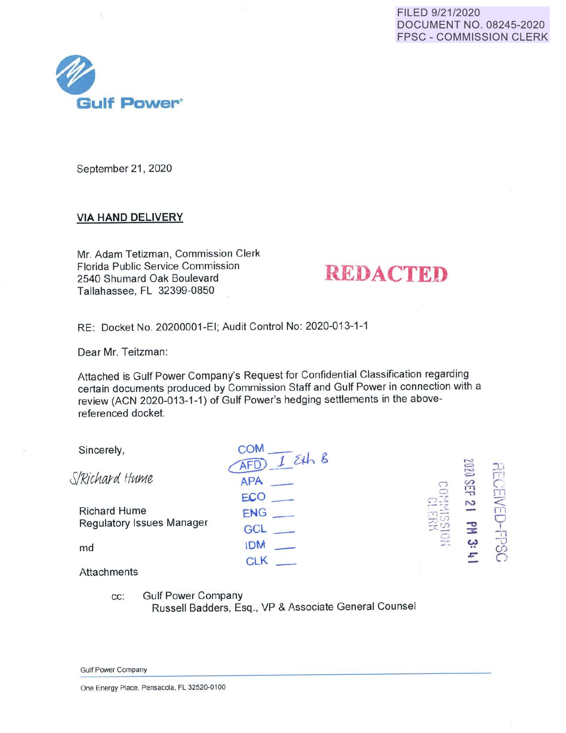FILED 9/21/2020
DOCUMENT NO. 08245-2020
FPSC - COMMISSION CLERK

Gulf Power

September 21, 2020

**VIA HAND DELIVERY**

Mr. Adam Tetizman, Commission Clerk
Florida Public Service Commission
2540 Shumard Oak Boulevard
Tallahassee, FL 32399-0850

**REDACTED**

RE: Docket No. 20200001-EI; Audit Control No: 2020-013-1-1

Dear Mr. Teitzman:

Attached is Gulf Power Company's Request for Confidential Classification regarding certain documents produced by Commission Staff and Gulf Power in connection with a review (ACN 2020-013-1-1) of Gulf Power's hedging settlements in the above-referenced docket.

Sincerely,

S/Richard Hume

Richard Hume
Regulatory Issues Manager

md

Attachments

COM ___
AFD 1 Exh 8
APA ___
ECO ___
ENG ___
GCL ___
IDM ___
CLK ___

2020 SEP 21 PM 3:41
RECEIVED-FPSC
COMMISSION CLERK

cc: Gulf Power Company
Russell Badders, Esq., VP & Associate General Counsel

Gulf Power Company

One Energy Place, Pensacola, FL 32520-0100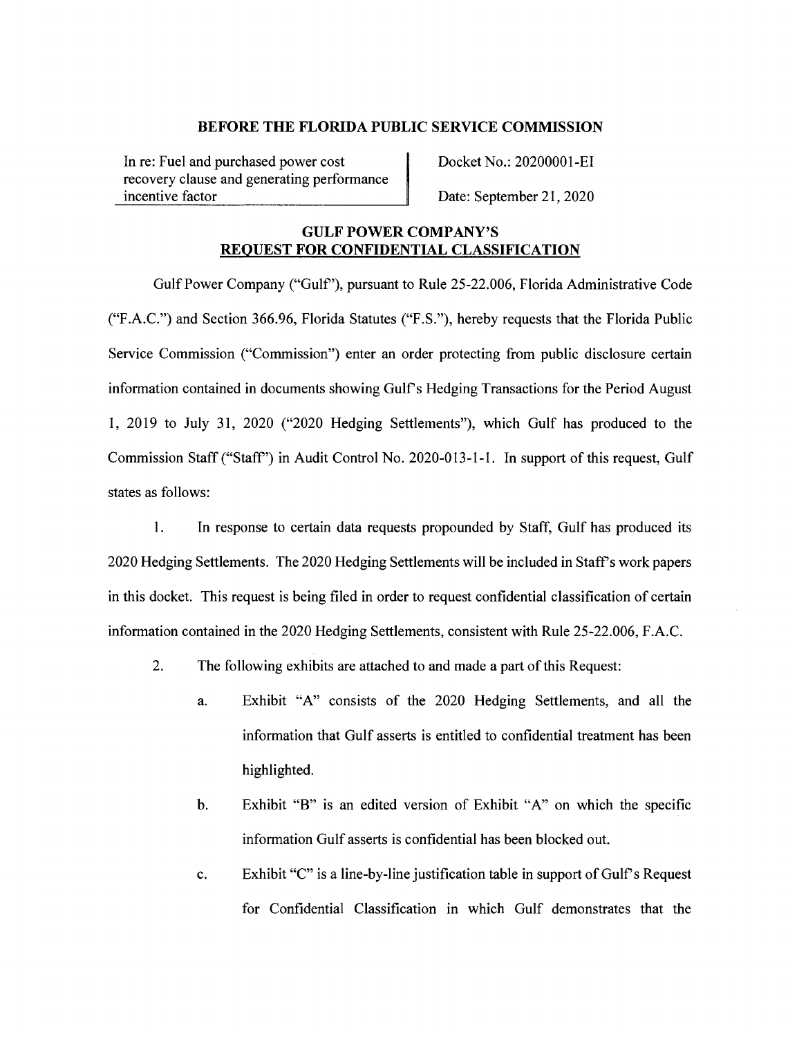**BEFORE THE FLORIDA PUBLIC SERVICE COMMISSION**

| In re: Fuel and purchased power cost recovery clause and generating performance incentive factor | Docket No.: 20200001-EI |
| --- | --- |
| | Date: September 21, 2020 |

## GULF POWER COMPANY'S
## REQUEST FOR CONFIDENTIAL CLASSIFICATION

Gulf Power Company ("Gulf"), pursuant to Rule 25-22.006, Florida Administrative Code ("F.A.C.") and Section 366.96, Florida Statutes ("F.S."), hereby requests that the Florida Public Service Commission ("Commission") enter an order protecting from public disclosure certain information contained in documents showing Gulf's Hedging Transactions for the Period August 1, 2019 to July 31, 2020 ("2020 Hedging Settlements"), which Gulf has produced to the Commission Staff ("Staff") in Audit Control No. 2020-013-1-1. In support of this request, Gulf states as follows:

1. In response to certain data requests propounded by Staff, Gulf has produced its 2020 Hedging Settlements. The 2020 Hedging Settlements will be included in Staff's work papers in this docket. This request is being filed in order to request confidential classification of certain information contained in the 2020 Hedging Settlements, consistent with Rule 25-22.006, F.A.C.

2. The following exhibits are attached to and made a part of this Request:

   a. Exhibit "A" consists of the 2020 Hedging Settlements, and all the information that Gulf asserts is entitled to confidential treatment has been highlighted.

   b. Exhibit "B" is an edited version of Exhibit "A" on which the specific information Gulf asserts is confidential has been blocked out.

   c. Exhibit "C" is a line-by-line justification table in support of Gulf's Request for Confidential Classification in which Gulf demonstrates that the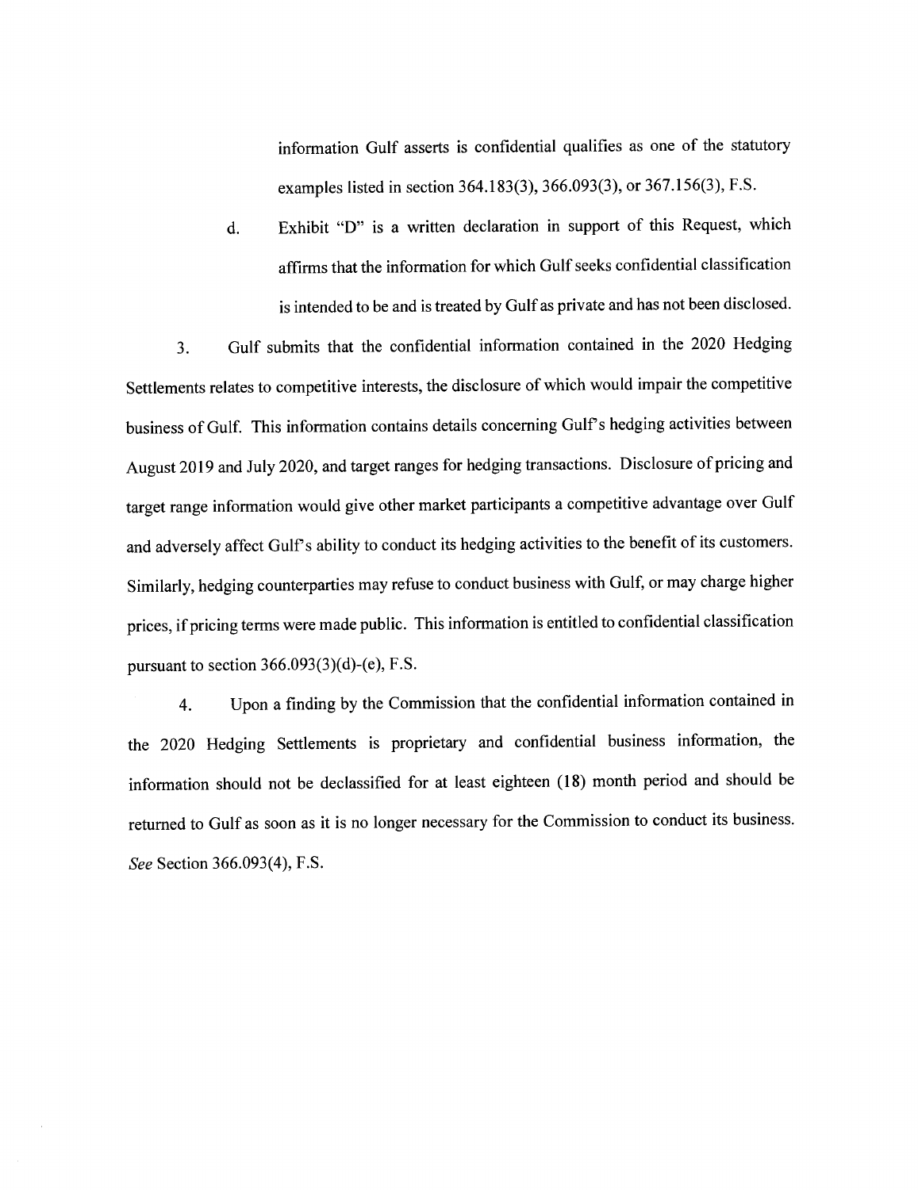information Gulf asserts is confidential qualifies as one of the statutory examples listed in section 364.183(3), 366.093(3), or 367.156(3), F.S.

d. Exhibit "D" is a written declaration in support of this Request, which affirms that the information for which Gulf seeks confidential classification is intended to be and is treated by Gulf as private and has not been disclosed.

3. Gulf submits that the confidential information contained in the 2020 Hedging Settlements relates to competitive interests, the disclosure of which would impair the competitive business of Gulf. This information contains details concerning Gulf's hedging activities between August 2019 and July 2020, and target ranges for hedging transactions. Disclosure of pricing and target range information would give other market participants a competitive advantage over Gulf and adversely affect Gulf's ability to conduct its hedging activities to the benefit of its customers. Similarly, hedging counterparties may refuse to conduct business with Gulf, or may charge higher prices, if pricing terms were made public. This information is entitled to confidential classification pursuant to section 366.093(3)(d)-(e), F.S.

4. Upon a finding by the Commission that the confidential information contained in the 2020 Hedging Settlements is proprietary and confidential business information, the information should not be declassified for at least eighteen (18) month period and should be returned to Gulf as soon as it is no longer necessary for the Commission to conduct its business. *See* Section 366.093(4), F.S.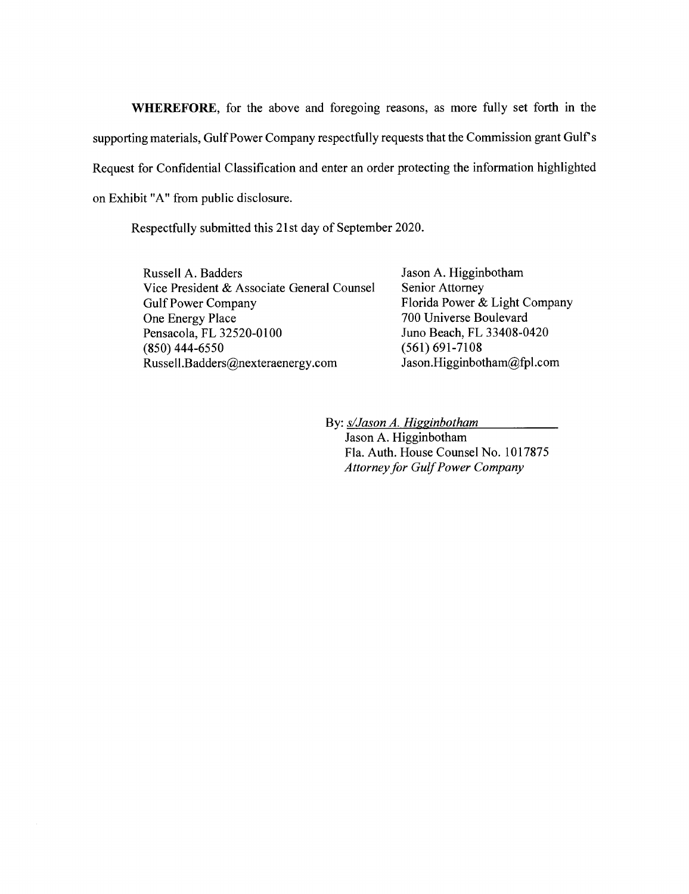**WHEREFORE**, for the above and foregoing reasons, as more fully set forth in the supporting materials, Gulf Power Company respectfully requests that the Commission grant Gulf's Request for Confidential Classification and enter an order protecting the information highlighted on Exhibit "A" from public disclosure.

Respectfully submitted this 21st day of September 2020.

Russell A. Badders
Vice President & Associate General Counsel
Gulf Power Company
One Energy Place
Pensacola, FL 32520-0100
(850) 444-6550
Russell.Badders@nexteraenergy.com

Jason A. Higginbotham
Senior Attorney
Florida Power & Light Company
700 Universe Boulevard
Juno Beach, FL 33408-0420
(561) 691-7108
Jason.Higginbotham@fpl.com

By: *s/Jason A. Higginbotham*
Jason A. Higginbotham
Fla. Auth. House Counsel No. 1017875
*Attorney for Gulf Power Company*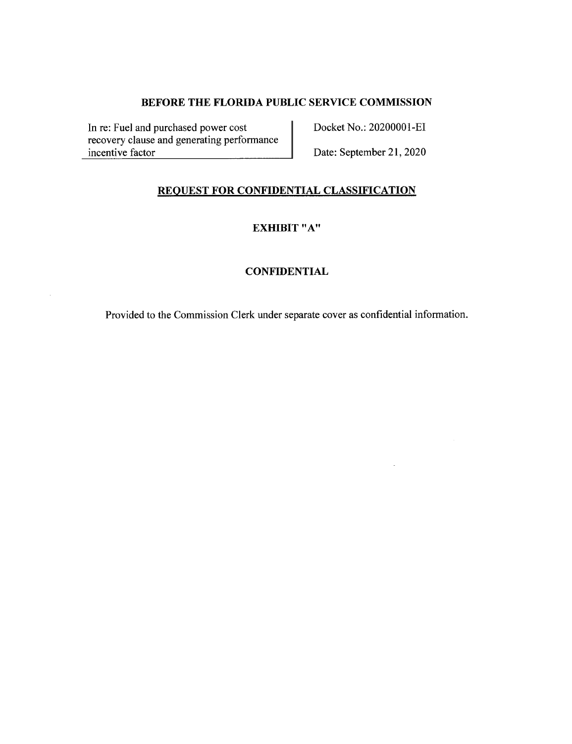**BEFORE THE FLORIDA PUBLIC SERVICE COMMISSION**

| In re: Fuel and purchased power cost recovery clause and generating performance incentive factor | Docket No.: 20200001-EI<br>Date: September 21, 2020 |
| --- | --- |

**REQUEST FOR CONFIDENTIAL CLASSIFICATION**

**EXHIBIT "A"**

**CONFIDENTIAL**

Provided to the Commission Clerk under separate cover as confidential information.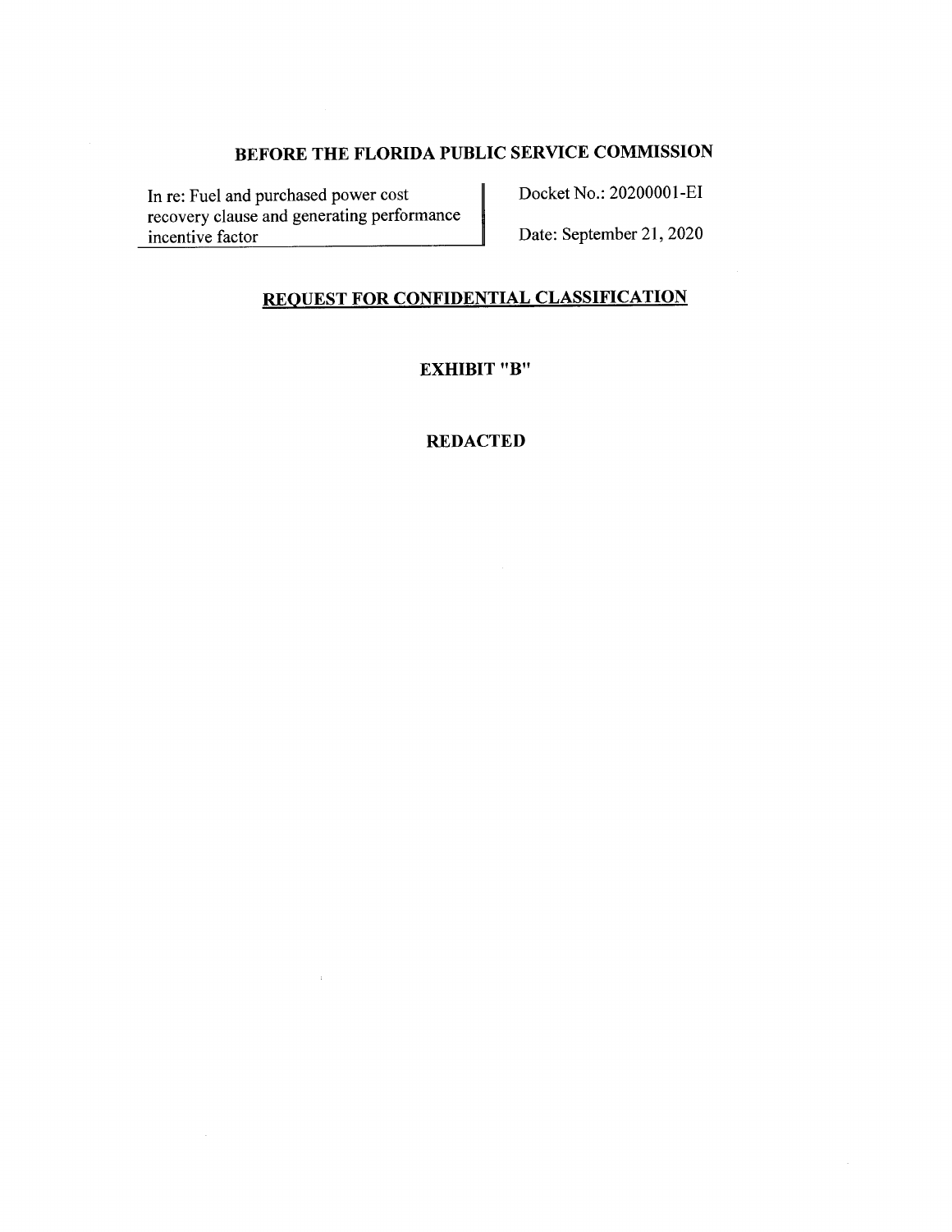# BEFORE THE FLORIDA PUBLIC SERVICE COMMISSION

| In re: Fuel and purchased power cost recovery clause and generating performance incentive factor | Docket No.: 20200001-EI<br><br>Date: September 21, 2020 |
| --- | --- |

## REQUEST FOR CONFIDENTIAL CLASSIFICATION

**EXHIBIT "B"**

**REDACTED**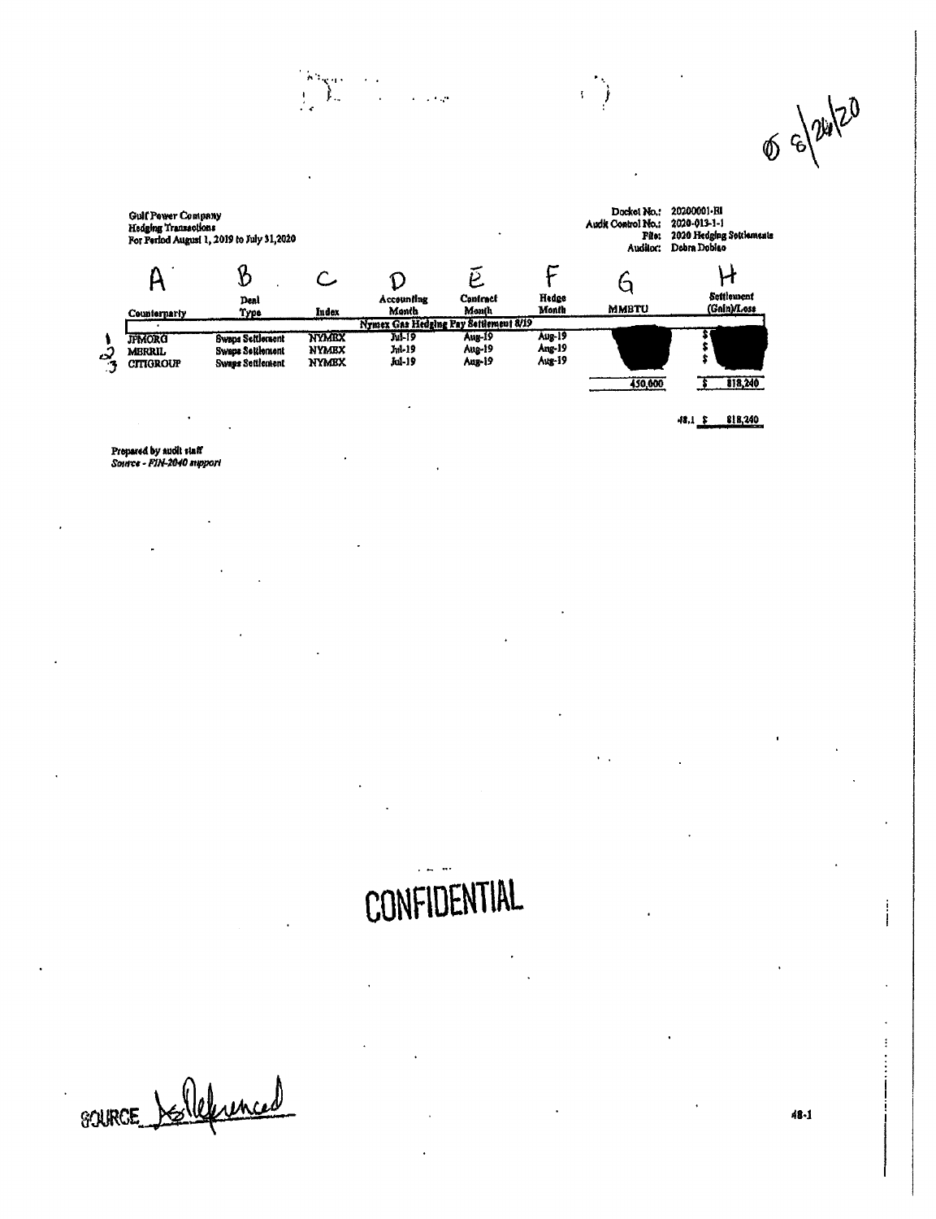Ø 8/26/20

Gulf Power Company
Hedging Transactions
For Period August 1, 2019 to July 31,2020

Docket No.: 20200001-EI
Audit Control No.: 2020-013-1-1
File: 2020 Hedging Settlements
Auditor: Debra Dobiac

| | A | B | C | D | E | F | G | H |
|---|---|---|---|---|---|---|---|---|
| | Counterparty | Deal Type | Index | Accounting Month | Contract Month | Hedge Month | MMBTU | Settlement (Gain)/Loss |
| | | | | Nymex Gas Hedging Pay Settlement 8/19 | | | | |
| 1 | JPMORG | Swaps Settlement | NYMEX | Jul-19 | Aug-19 | Aug-19 | | $ |
| 2 | MERRIL | Swaps Settlement | NYMEX | Jul-19 | Aug-19 | Aug-19 | | $ |
| 3 | CITIGROUP | Swaps Settlement | NYMEX | Jul-19 | Aug-19 | Aug-19 | | $ |
| | | | | | | | 450,000 | $ 818,240 |
| | | | | | | | 48.1 | $ 818,240 |

Prepared by audit staff
*Source - FIN-2040 support*

CONFIDENTIAL

SOURCE As Referenced

48-1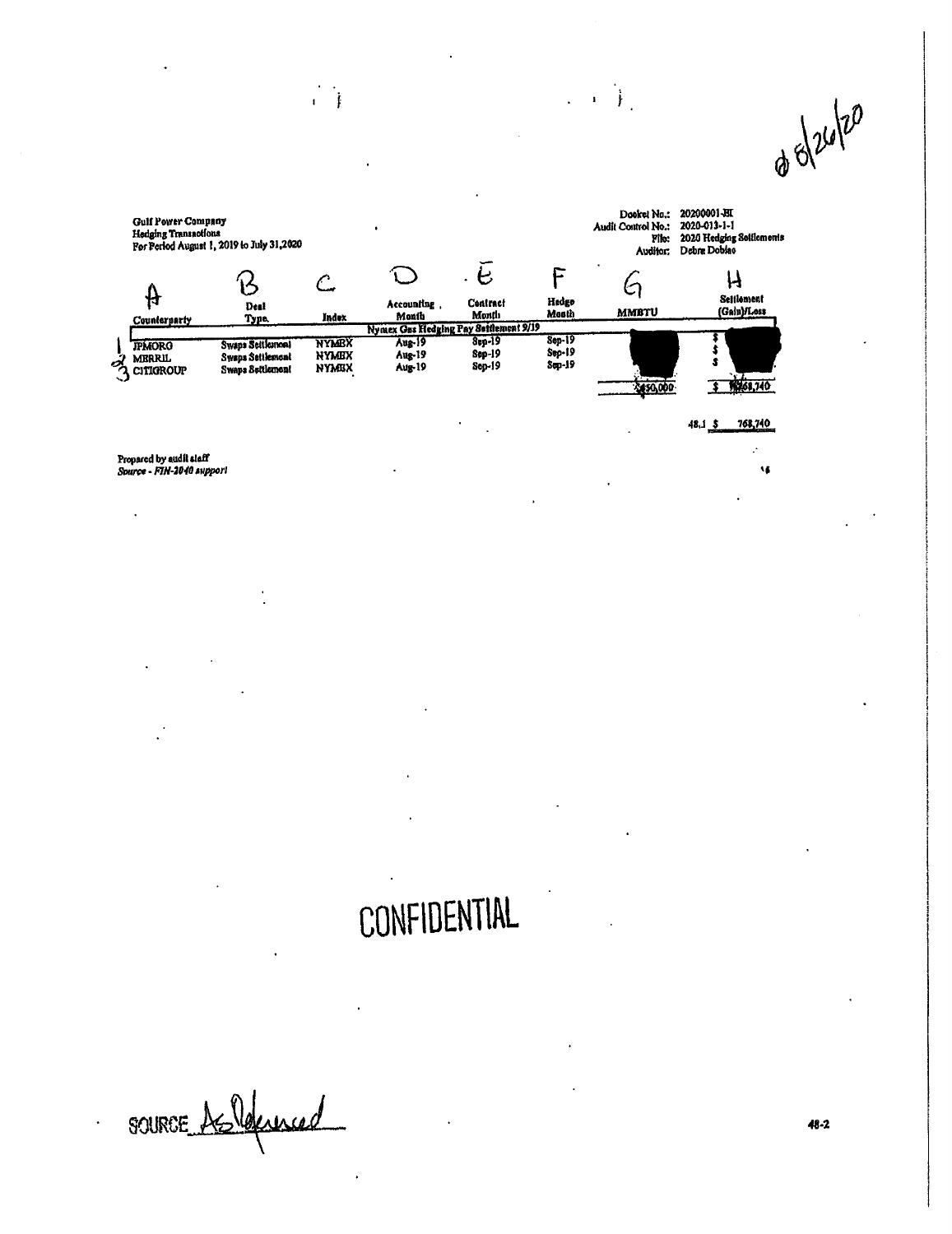d 8/26/20

Gulf Power Company
Hedging Transactions
For Period August 1, 2019 to July 31,2020

Docket No.: 20200001-EI
Audit Control No.: 2020-013-1-1
File: 2020 Hedging Settlements
Auditor: Debra Dobiac

| | A | B | C | D | E | F | G | H |
|---|---|---|---|---|---|---|---|---|
| | Counterparty | Deal Type | Index | Accounting Month | Contract Month | Hedge Month | MMBTU | Settlement (Gain)/Loss |
| | | | | Nymex Gas Hedging Pay Settlement 9/19 | | | | |
| 1 | JPMORG | Swaps Settlement | NYMEX | Aug-19 | Sep-19 | Sep-19 | | $ |
| 2 | MERRIL | Swaps Settlement | NYMEX | Aug-19 | Sep-19 | Sep-19 | | $ |
| 3 | CITIGROUP | Swaps Settlement | NYMEX | Aug-19 | Sep-19 | Sep-19 | | $ |
| | | | | | | | 450,000 | $ 768,740 |

48.1 $ 768,740

Prepared by audit staff
*Source - FIN-2040 support*

CONFIDENTIAL

SOURCE As Referenced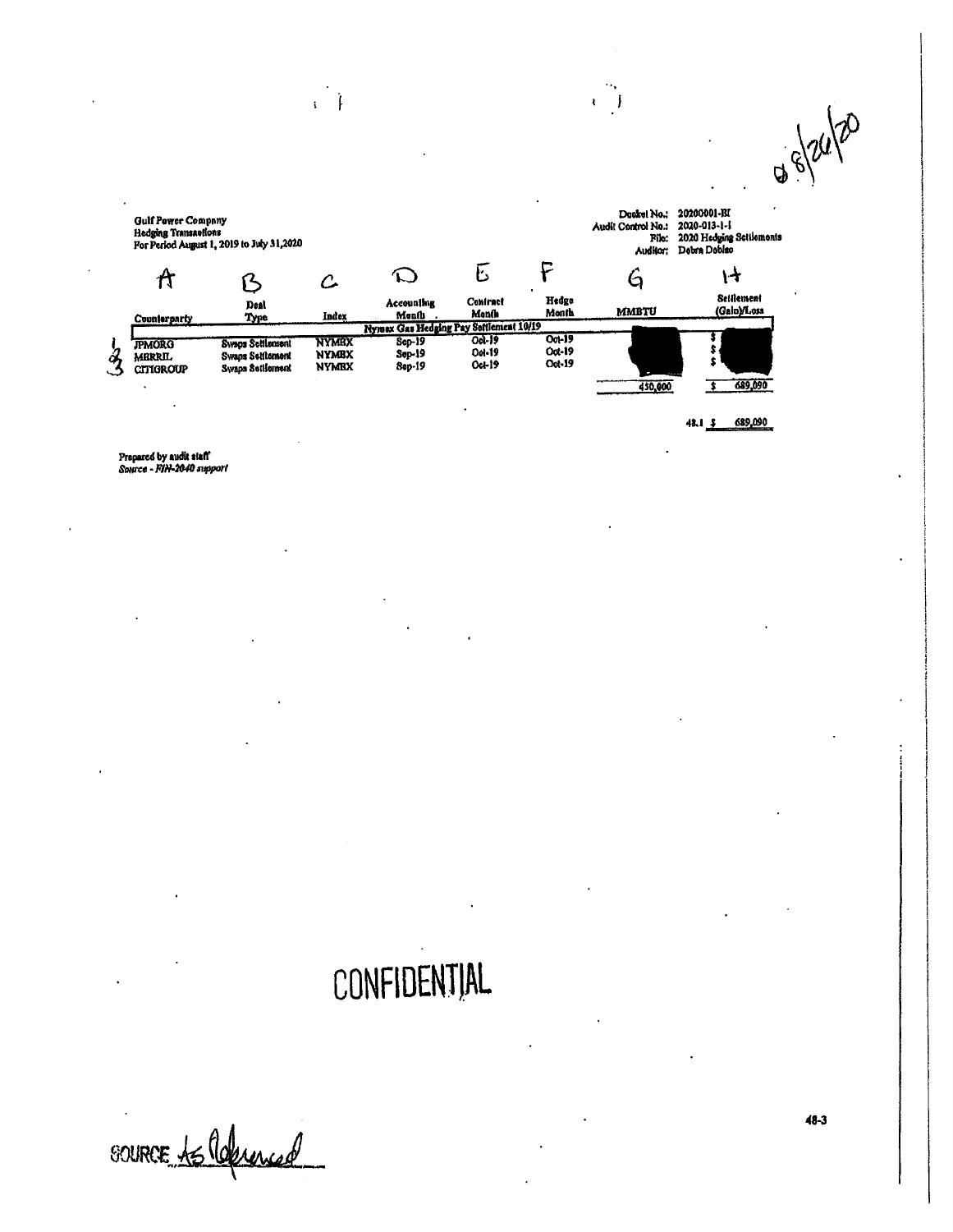08/26/20

Gulf Power Company
Hedging Transactions
For Period August 1, 2019 to July 31, 2020

Docket No.: 20200001-EI
Audit Control No.: 2020-013-1-1
File: 2020 Hedging Settlements
Auditor: Debra Dobiac

| | A | B | C | D | E | F | G | H |
|---|---|---|---|---|---|---|---|---|
| | Counterparty | Deal Type | Index | Accounting Month | Contract Month | Hedge Month | MMBTU | Settlement (Gain)/Loss |
| | | | | Nymex Gas Hedging Pay Settlement 10/19 | | | | |
| 1 | JPMORG | Swaps Settlement | NYMEX | Sep-19 | Oct-19 | Oct-19 | | $ |
| 2 | MERRIL | Swaps Settlement | NYMEX | Sep-19 | Oct-19 | Oct-19 | | $ |
| 3 | CITIGROUP | Swaps Settlement | NYMEX | Sep-19 | Oct-19 | Oct-19 | | $ |
| | | | | | | | 450,000 | $ 689,090 |

48.1 $ 689,090

Prepared by audit staff
*Source - FIN-2040 support*

CONFIDENTIAL

SOURCE As Referenced

48-3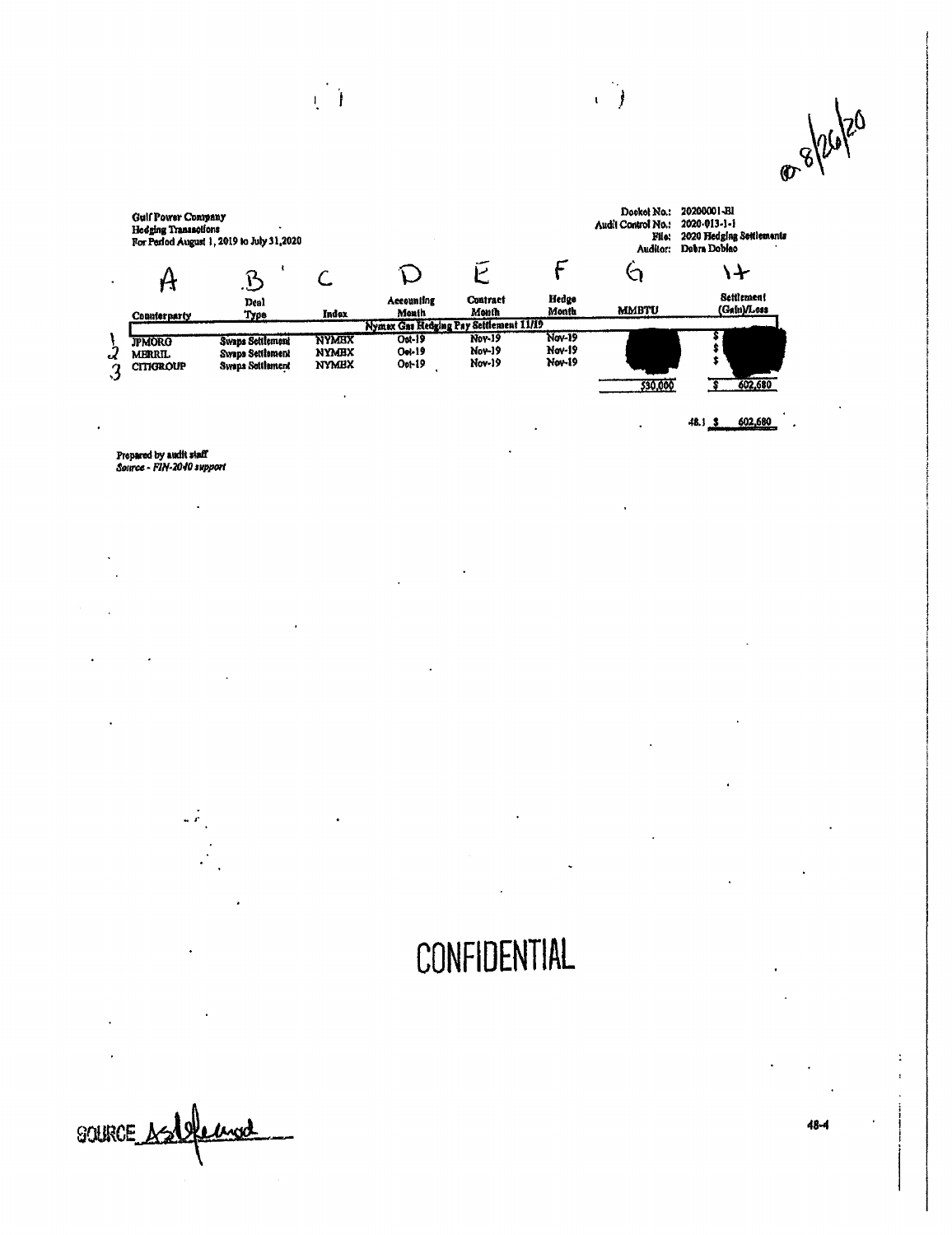@ 8/26/20

Gulf Power Company
Hedging Transactions
For Period August 1, 2019 to July 31,2020

Docket No.: 20200001-EI
Audit Control No.: 2020-013-1-1
File: 2020 Hedging Settlements
Auditor: Debra Dobiac

| | A | B | C | D | E | F | G | H |
|---|---|---|---|---|---|---|---|---|
| | Counterparty | Deal Type | Index | Accounting Month | Contract Month | Hedge Month | MMBTU | Settlement (Gain)/Loss |
| | Nymex Gas Hedging Pay Settlement 11/19 | | | | | | | |
| 1 | JPMORG | Swaps Settlement | NYMEX | Oct-19 | Nov-19 | Nov-19 | | $ |
| 2 | MERRIL | Swaps Settlement | NYMEX | Oct-19 | Nov-19 | Nov-19 | | $ |
| 3 | CITIGROUP | Swaps Settlement | NYMEX | Oct-19 | Nov-19 | Nov-19 | | $ |
| | | | | | | | 530,000 | $ 602,680 |

48.1 $ 602,680

Prepared by audit staff
*Source - FIN-2040 support*

CONFIDENTIAL

SOURCE Ashwood

48-4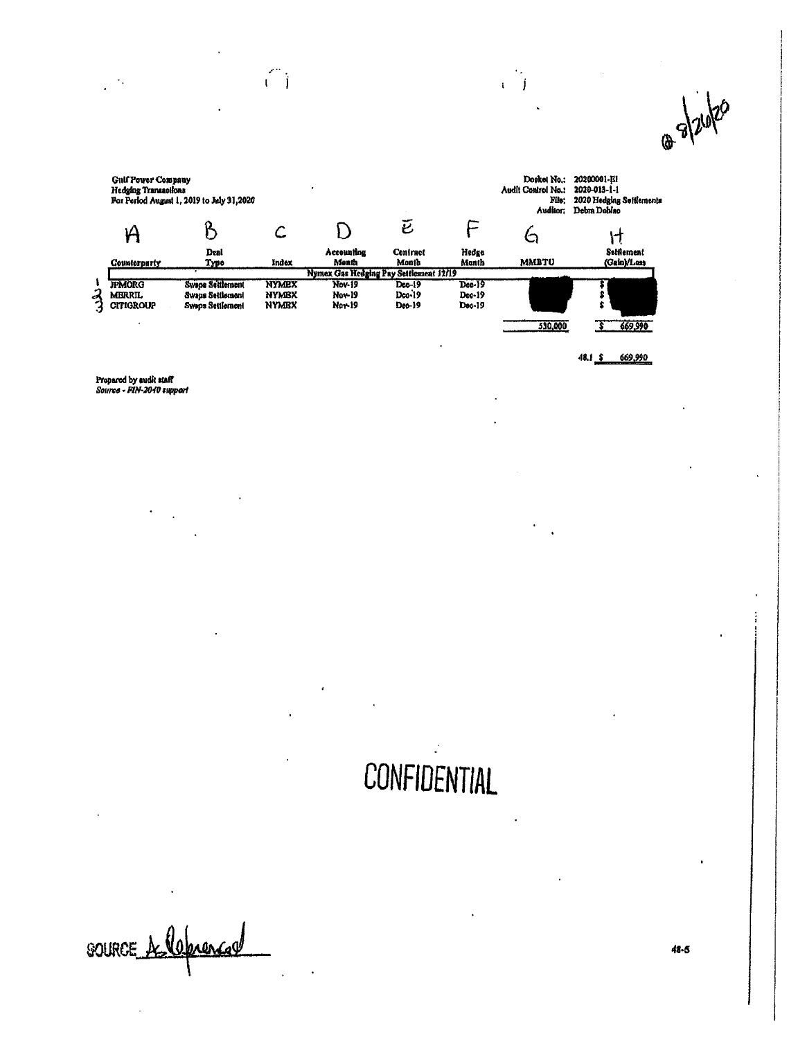@ 8/26/20

Gulf Power Company
Hedging Transactions
For Period August 1, 2019 to July 31, 2020

Docket No.: 20200001-EI
Audit Control No.: 2020-013-1-1
File: 2020 Hedging Settlements
Auditor: Debra Dobiac

| | A | B | C | D | E | F | G | H |
|---|---|---|---|---|---|---|---|---|
| | Counterparty | Deal Type | Index | Accounting Month | Contract Month | Hedge Month | MMBTU | Settlement (Gain)/Loss |
| | | | | Nymex Gas Hedging Pay Settlement 12/19 | | | | |
| 1 | JPMORG | Swaps Settlement | NYMEX | Nov-19 | Dec-19 | Dec-19 | | $ |
| 2 | MERRIL | Swaps Settlement | NYMEX | Nov-19 | Dec-19 | Dec-19 | | $ |
| 3 | CITIGROUP | Swaps Settlement | NYMEX | Nov-19 | Dec-19 | Dec-19 | | $ |
| | | | | | | | 530,000 | $ 669,990 |

48.1 $ 669,990

Prepared by audit staff
*Source - FIN-2040 support*

CONFIDENTIAL

SOURCE A. Referenced

48-5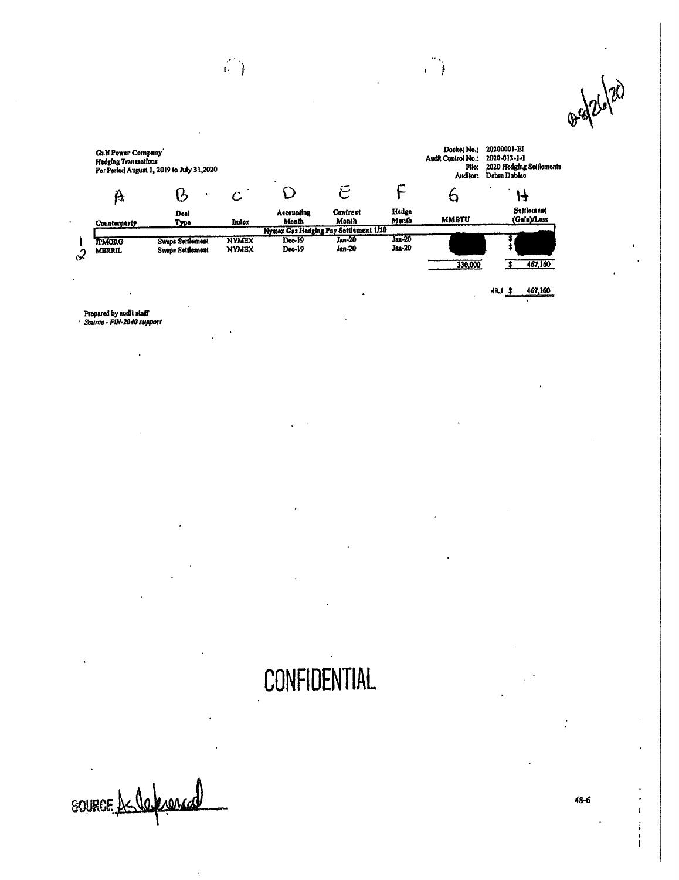08/26/20

Gulf Power Company
Hedging Transactions
For Period August 1, 2019 to July 31,2020

Docket No.: 20200001-EI
Audit Control No.: 2020-013-1-1
File: 2020 Hedging Settlements
Auditor: Debra Dobiac

| | A | B | C | D | E | F | G | H |
|---|---|---|---|---|---|---|---|---|
| | Counterparty | Deal Type | Index | Accounting Month | Contract Month | Hedge Month | MMBTU | Settlement (Gain)/Loss |
| | Nymex Gas Hedging Pay Settlement 1/20 | | | | | | | |
| 1 | JPMORG | Swaps Settlement | NYMEX | Dec-19 | Jan-20 | Jan-20 | | $ |
| 2 | MERRIL | Swaps Settlement | NYMEX | Dec-19 | Jan-20 | Jan-20 | | $ |
| | | | | | | | 330,000 | $ 467,160 |
| | | | | | | | 48.1 | $ 467,160 |

Prepared by audit staff
*Source - FIN-2040 support*

CONFIDENTIAL

SOURCE: As Referenced

48-6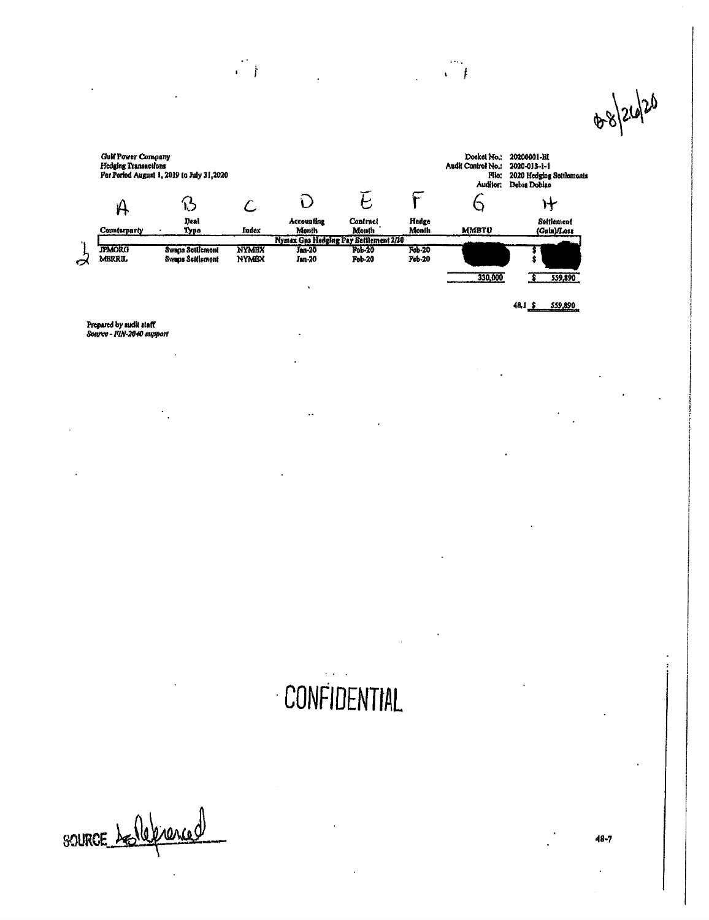08/26/20

Gulf Power Company
Hedging Transactions
For Period August 1, 2019 to July 31, 2020

Docket No.: 20200001-EI
Audit Control No.: 2020-013-1-1
File: 2020 Hedging Settlements
Auditor: Debra Dobiac

| A | B | C | D | E | F | G | H |
|---|---|---|---|---|---|---|---|
| Counterparty | Deal Type | Index | Accounting Month | Contract Month | Hedge Month | MMBTU | Settlement (Gain)/Loss |
| | | | Nymex Gas Hedging Pay Settlement 2/20 | | | | |
| JPMORG | Swaps Settlement | NYMEX | Jan-20 | Feb-20 | Feb-20 | | $ |
| MERRIL | Swaps Settlement | NYMEX | Jan-20 | Feb-20 | Feb-20 | | $ |
| | | | | | | 350,000 | $ 559,890 |

48.1 $ 559,890

Prepared by audit staff
*Source - FIN-2040 support*

CONFIDENTIAL

SOURCE As Referenced

48-7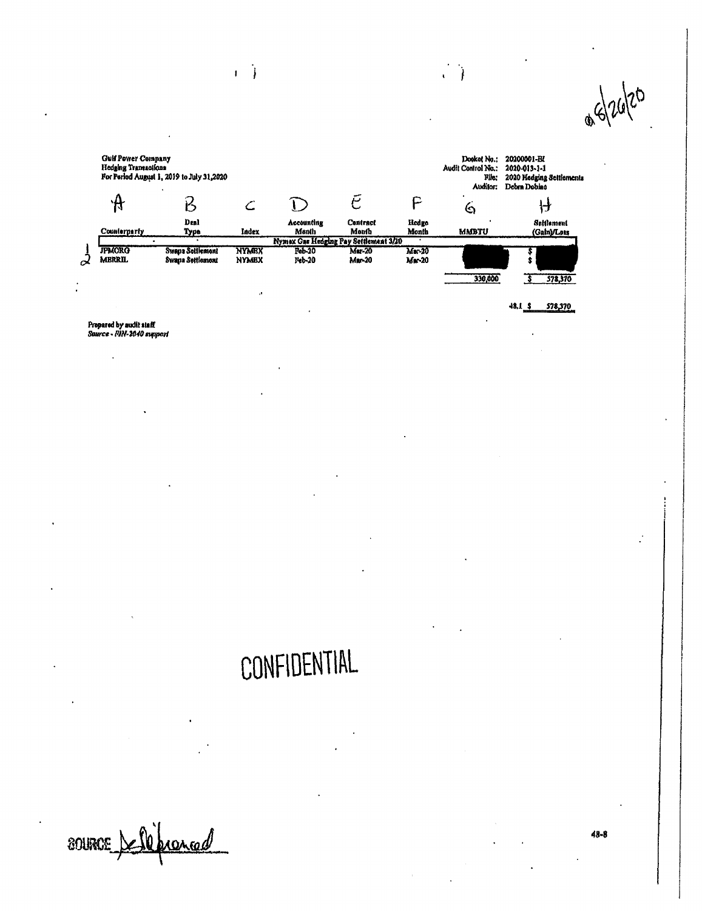Gulf Power Company
Hedging Transactions
For Period August 1, 2019 to July 31, 2020

Docket No.: 20200001-EI
Audit Control No.: 2020-013-1-1
File: 2020 Hedging Settlements
Auditor: Debra Dobiac

| | A | B | C | D | E | F | G | H |
|---|---|---|---|---|---|---|---|---|
| | Counterparty | Deal Type | Index | Accounting Month | Contract Month | Hedge Month | MMBTU | Settlement (Gain)/Loss |
| | | | Nymex Gas Hedging Pay Settlement 3/20 | | | | | |
| 1 | JPMORG | Swaps Settlement | NYMEX | Feb-20 | Mar-20 | Mar-20 | | $ |
| 2 | MERRIL | Swaps Settlement | NYMEX | Feb-20 | Mar-20 | Mar-20 | | $ |
| | | | | | | | 330,000 | $ 578,370 |
| | | | | | | | 48.1 | $ 578,370 |

*Prepared by audit staff*
*Source - FIN-2040 support*

CONFIDENTIAL

SOURCE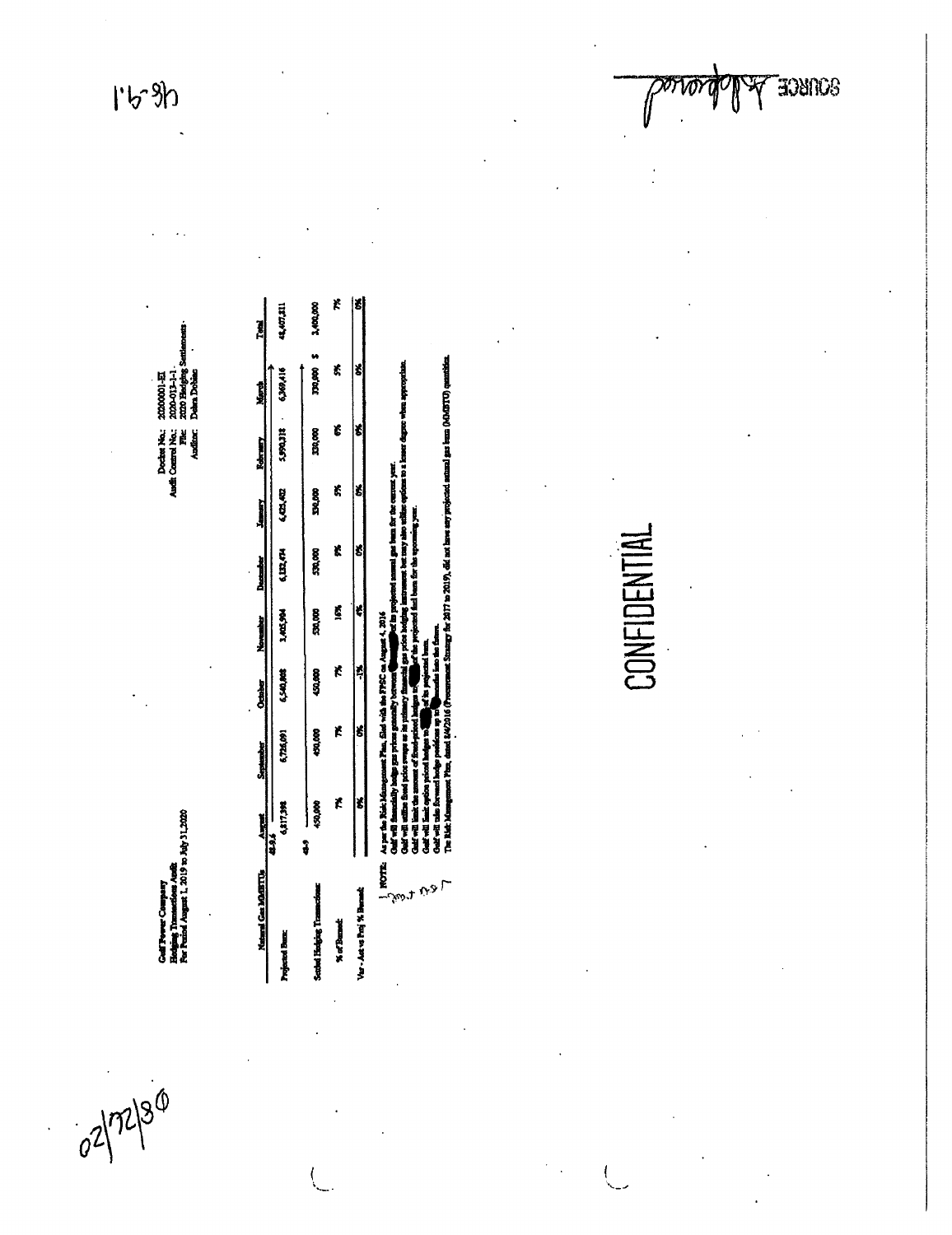Gulf Power Company
Hedging Transactions Audit
For Period August 1, 2019 to July 31, 2020

Docket No.: 20200001-EI
Audit Control No.: 2020-013-1-1
File: 2020 Hedging Settlements
Auditor: Debra Dobiac

| Natural Gas MMBTUs | August | September | October | November | December | January | February | March | Total |
|---|---|---|---|---|---|---|---|---|---|
| Projected Burn | 6,817,398 | 6,725,091 | 6,540,808 | 3,405,994 | 6,132,474 | 6,425,482 | 5,990,318 | 6,369,416 | 48,407,811 |
| Settled Hedging Transactions | 450,000 | 450,000 | 450,000 | 550,000 | 530,000 | 330,000 | 330,000 | 330,000 $ | 3,450,000 |
| % of Burned | 7% | 7% | 7% | 16% | 9% | 5% | 6% | 5% | 7% |
| Var - Act vs Proj % Burned | 0% | 0% | -1% | 4% | 0% | 0% | 0% | 0% | 0% |

NOTE: As per the Risk Management Plan, filed with the FPSC on August 4, 2016
Gulf will financially hedge gas prices generally between [redacted] of its projected natural gas burn for the current year.
Gulf will utilize fixed price swaps as its primary financial gas price hedging instrument but may also utilize options to a lesser degree when appropriate.
Gulf will limit the amount of fixed-priced hedges to [redacted] of the projected fuel burn for the upcoming year.
Gulf will limit option priced hedges to [redacted] of its projected burn.
Gulf will take forward hedge positions up to [redacted] months into the future.
The Risk Management Plan, dated 8/4/2016 (Procurement Strategy for 2017 to 2019), did not have any projected natural gas burn (MMBTU) quantities.

CONFIDENTIAL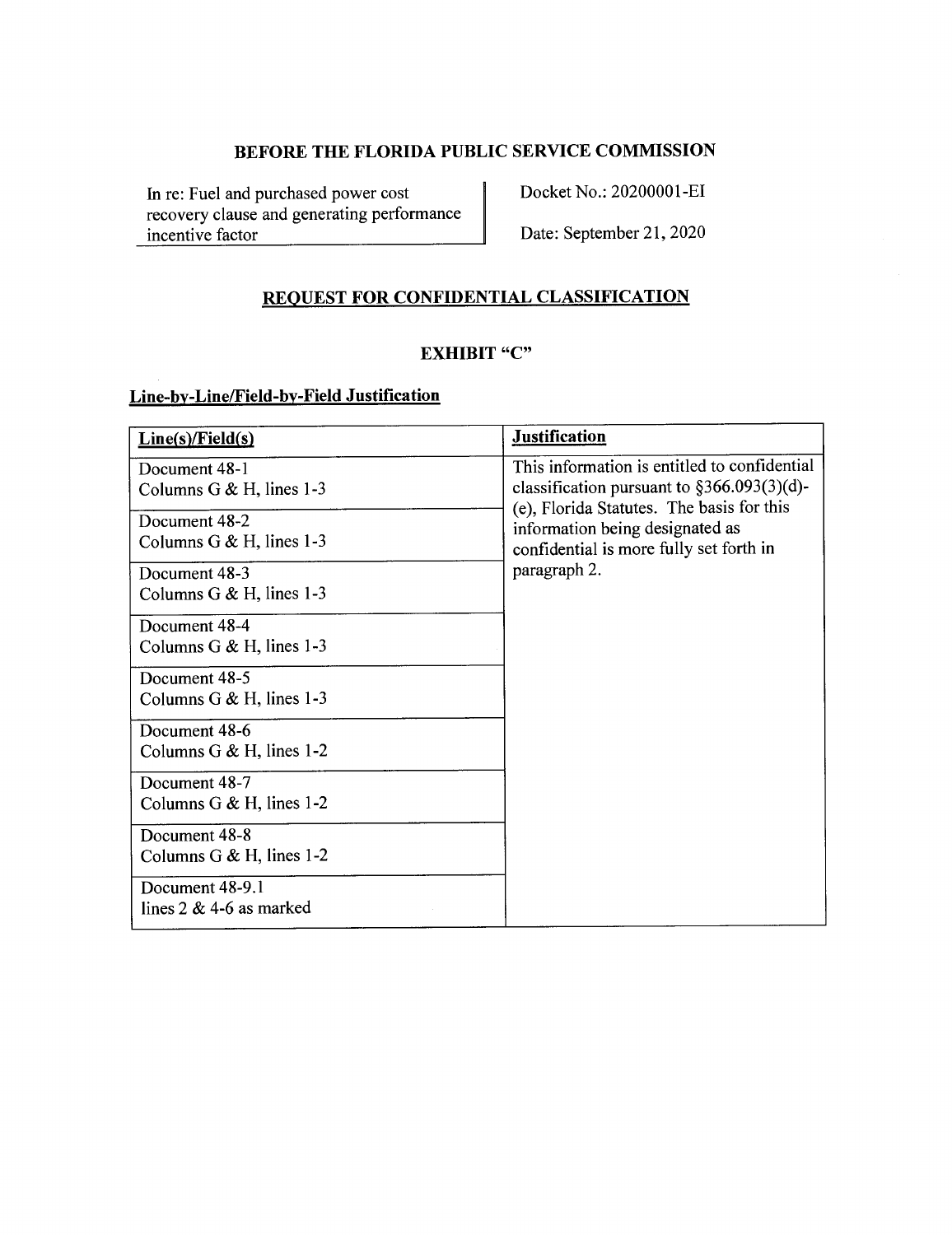**BEFORE THE FLORIDA PUBLIC SERVICE COMMISSION**

In re: Fuel and purchased power cost recovery clause and generating performance incentive factor

Docket No.: 20200001-EI

Date: September 21, 2020

## REQUEST FOR CONFIDENTIAL CLASSIFICATION

### EXHIBIT "C"

**Line-by-Line/Field-by-Field Justification**

| Line(s)/Field(s) | Justification |
|---|---|
| Document 48-1<br>Columns G & H, lines 1-3 | This information is entitled to confidential classification pursuant to §366.093(3)(d)-(e), Florida Statutes. The basis for this information being designated as confidential is more fully set forth in paragraph 2. |
| Document 48-2<br>Columns G & H, lines 1-3 | |
| Document 48-3<br>Columns G & H, lines 1-3 | |
| Document 48-4<br>Columns G & H, lines 1-3 | |
| Document 48-5<br>Columns G & H, lines 1-3 | |
| Document 48-6<br>Columns G & H, lines 1-2 | |
| Document 48-7<br>Columns G & H, lines 1-2 | |
| Document 48-8<br>Columns G & H, lines 1-2 | |
| Document 48-9.1<br>lines 2 & 4-6 as marked | |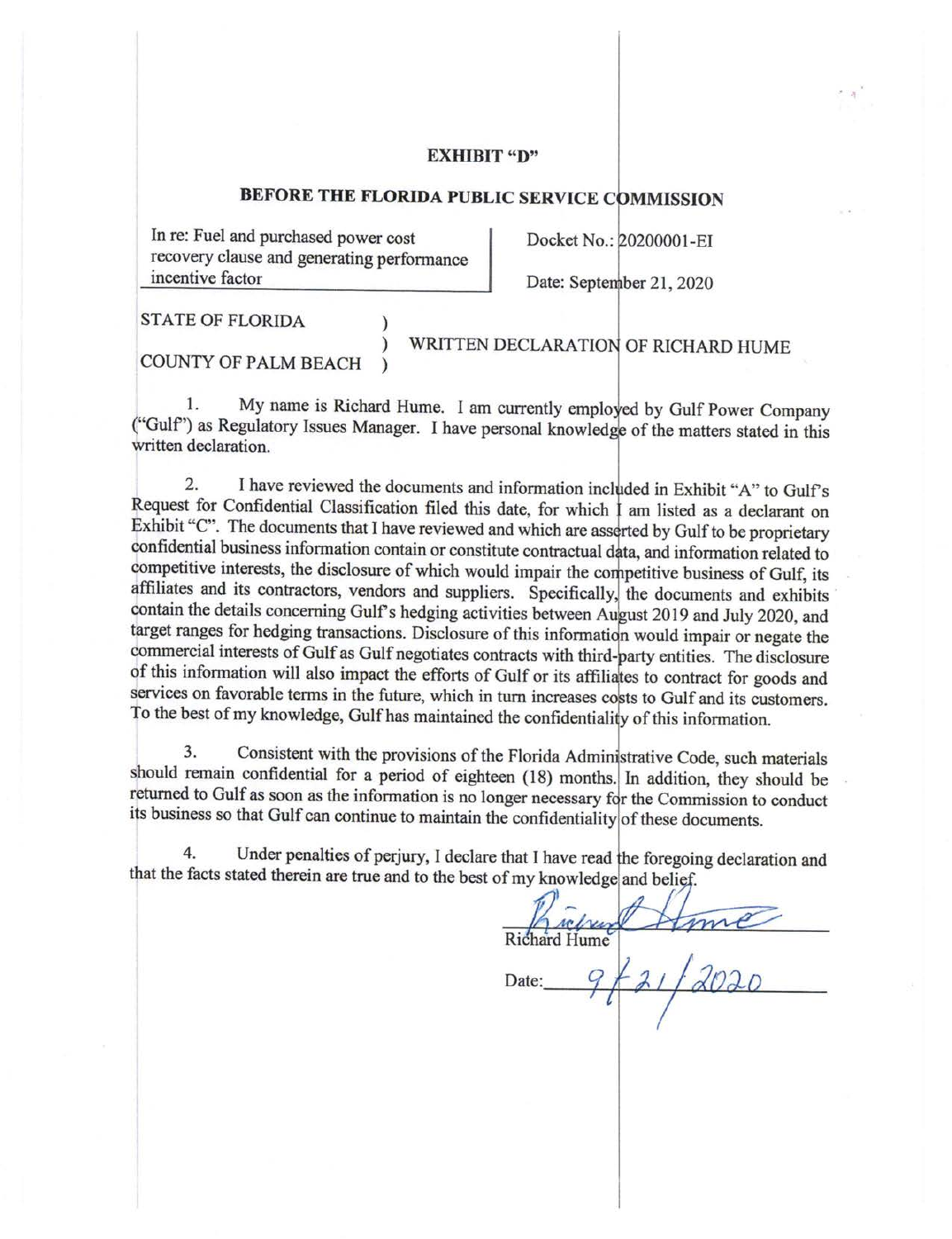**EXHIBIT "D"**

**BEFORE THE FLORIDA PUBLIC SERVICE COMMISSION**

| In re: Fuel and purchased power cost recovery clause and generating performance incentive factor | Docket No.: 20200001-EI<br>Date: September 21, 2020 |
|---|---|

STATE OF FLORIDA )
) WRITTEN DECLARATION OF RICHARD HUME
COUNTY OF PALM BEACH )

1. My name is Richard Hume. I am currently employed by Gulf Power Company ("Gulf") as Regulatory Issues Manager. I have personal knowledge of the matters stated in this written declaration.

2. I have reviewed the documents and information included in Exhibit "A" to Gulf's Request for Confidential Classification filed this date, for which I am listed as a declarant on Exhibit "C". The documents that I have reviewed and which are asserted by Gulf to be proprietary confidential business information contain or constitute contractual data, and information related to competitive interests, the disclosure of which would impair the competitive business of Gulf, its affiliates and its contractors, vendors and suppliers. Specifically, the documents and exhibits contain the details concerning Gulf's hedging activities between August 2019 and July 2020, and target ranges for hedging transactions. Disclosure of this information would impair or negate the commercial interests of Gulf as Gulf negotiates contracts with third-party entities. The disclosure of this information will also impact the efforts of Gulf or its affiliates to contract for goods and services on favorable terms in the future, which in turn increases costs to Gulf and its customers. To the best of my knowledge, Gulf has maintained the confidentiality of this information.

3. Consistent with the provisions of the Florida Administrative Code, such materials should remain confidential for a period of eighteen (18) months. In addition, they should be returned to Gulf as soon as the information is no longer necessary for the Commission to conduct its business so that Gulf can continue to maintain the confidentiality of these documents.

4. Under penalties of perjury, I declare that I have read the foregoing declaration and that the facts stated therein are true and to the best of my knowledge and belief.

Richard Hume

Date: 9/21/2020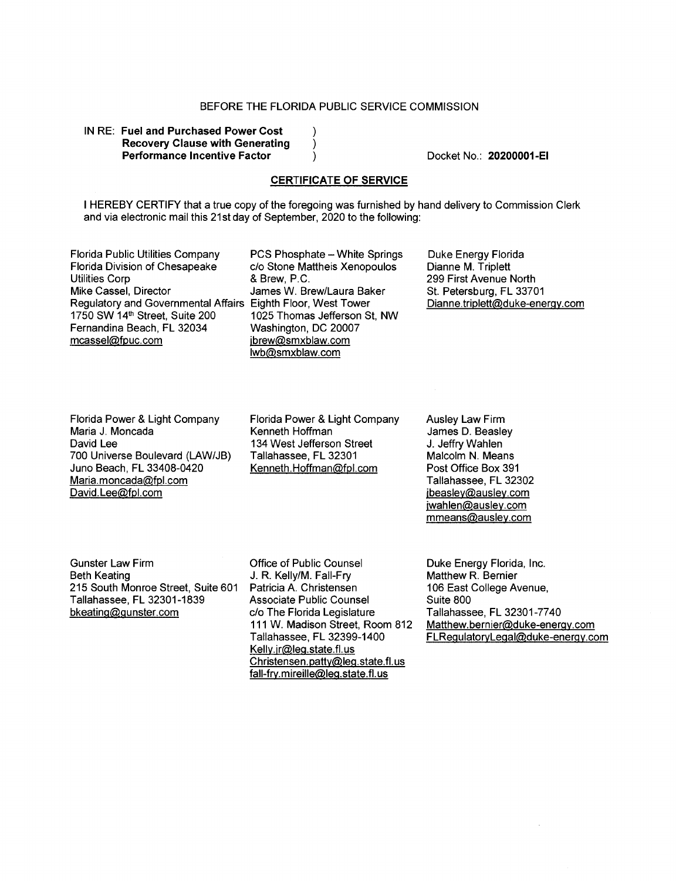BEFORE THE FLORIDA PUBLIC SERVICE COMMISSION

IN RE: **Fuel and Purchased Power Cost Recovery Clause with Generating Performance Incentive Factor** )

Docket No.: **20200001-EI**

## CERTIFICATE OF SERVICE

I HEREBY CERTIFY that a true copy of the foregoing was furnished by hand delivery to Commission Clerk and via electronic mail this 21st day of September, 2020 to the following:

Florida Public Utilities Company
Florida Division of Chesapeake Utilities Corp
Mike Cassel, Director
Regulatory and Governmental Affairs
1750 SW 14th Street, Suite 200
Fernandina Beach, FL 32034
mcassel@fpuc.com

PCS Phosphate – White Springs
c/o Stone Mattheis Xenopoulos & Brew, P.C.
James W. Brew/Laura Baker
Eighth Floor, West Tower
1025 Thomas Jefferson St, NW
Washington, DC 20007
jbrew@smxblaw.com
lwb@smxblaw.com

Duke Energy Florida
Dianne M. Triplett
299 First Avenue North
St. Petersburg, FL 33701
Dianne.triplett@duke-energy.com

Florida Power & Light Company
Maria J. Moncada
David Lee
700 Universe Boulevard (LAW/JB)
Juno Beach, FL 33408-0420
Maria.moncada@fpl.com
David.Lee@fpl.com

Florida Power & Light Company
Kenneth Hoffman
134 West Jefferson Street
Tallahassee, FL 32301
Kenneth.Hoffman@fpl.com

Ausley Law Firm
James D. Beasley
J. Jeffry Wahlen
Malcolm N. Means
Post Office Box 391
Tallahassee, FL 32302
jbeasley@ausley.com
jwahlen@ausley.com
mmeans@ausley.com

Gunster Law Firm
Beth Keating
215 South Monroe Street, Suite 601
Tallahassee, FL 32301-1839
bkeating@gunster.com

Office of Public Counsel
J. R. Kelly/M. Fall-Fry
Patricia A. Christensen
Associate Public Counsel
c/o The Florida Legislature
111 W. Madison Street, Room 812
Tallahassee, FL 32399-1400
Kelly.jr@leg.state.fl.us
Christensen.patty@leg.state.fl.us
fall-fry.mireille@leg.state.fl.us

Duke Energy Florida, Inc.
Matthew R. Bernier
106 East College Avenue, Suite 800
Tallahassee, FL 32301-7740
Matthew.bernier@duke-energy.com
FLRegulatoryLegal@duke-energy.com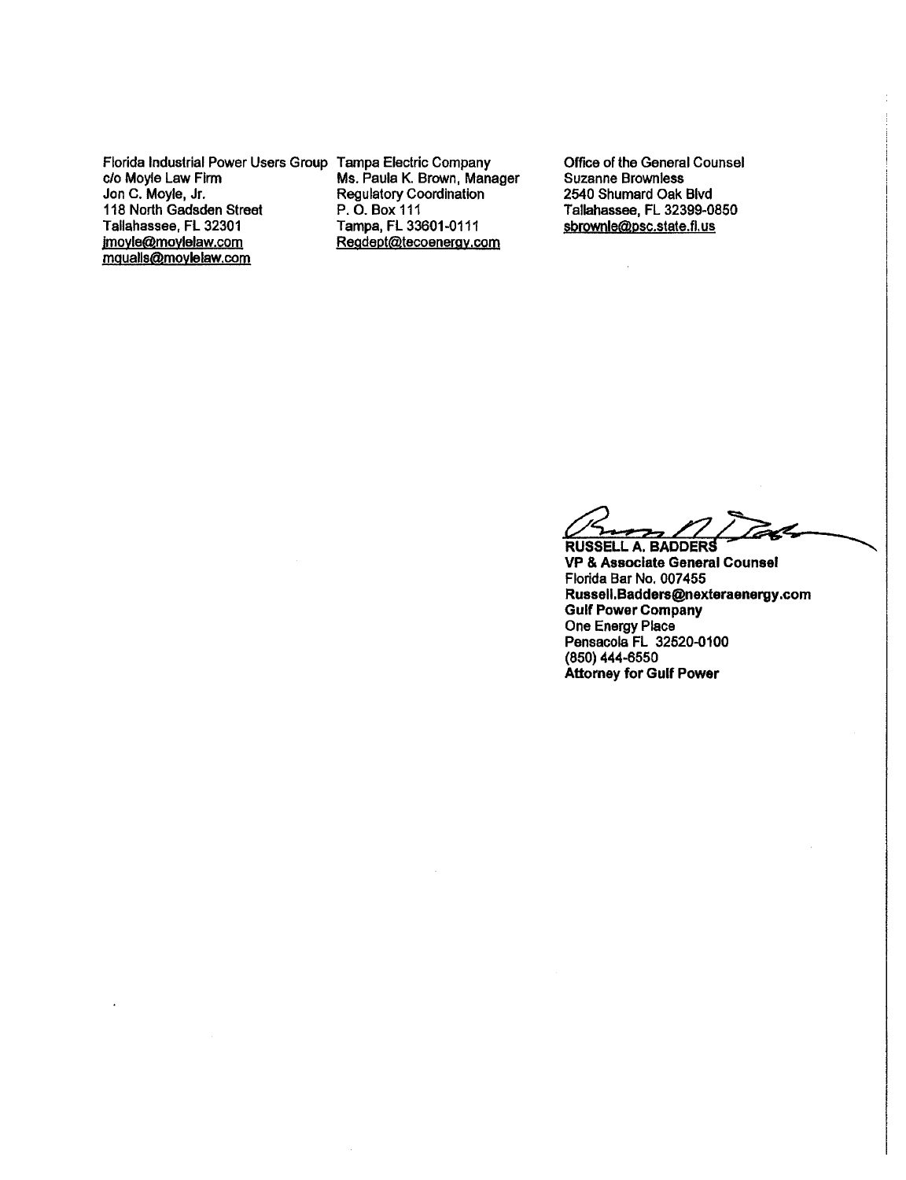Florida Industrial Power Users Group
c/o Moyle Law Firm
Jon C. Moyle, Jr.
118 North Gadsden Street
Tallahassee, FL 32301
jmoyle@moylelaw.com
mqualls@moylelaw.com

Tampa Electric Company
Ms. Paula K. Brown, Manager
Regulatory Coordination
P. O. Box 111
Tampa, FL 33601-0111
Regdept@tecoenergy.com

Office of the General Counsel
Suzanne Brownless
2540 Shumard Oak Blvd
Tallahassee, FL 32399-0850
sbrownle@psc.state.fl.us

**RUSSELL A. BADDERS**
**VP & Associate General Counsel**
Florida Bar No. 007455
**Russell.Badders@nexteraenergy.com**
**Gulf Power Company**
One Energy Place
Pensacola FL 32520-0100
(850) 444-6550
**Attorney for Gulf Power**